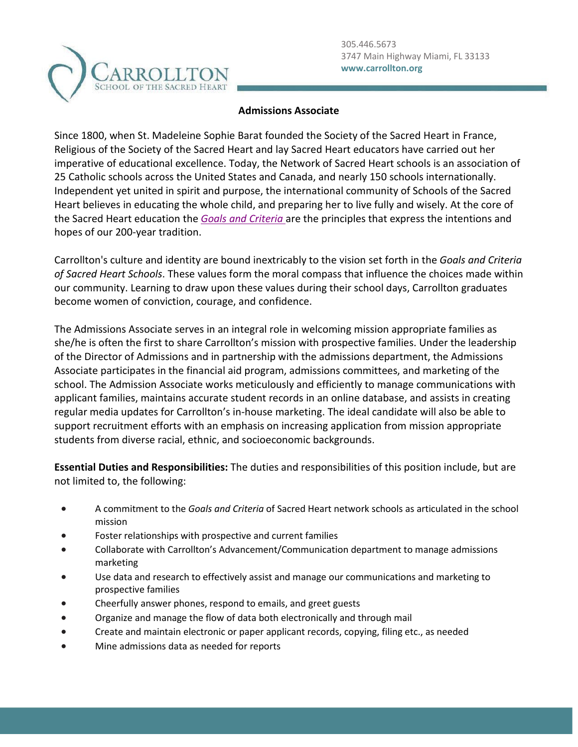CARROLLTON
SCHOOL OF THE SACRED HEART

305.446.5673
3747 Main Highway Miami, FL 33133
**www.carrollton.org**

# Admissions Associate

Since 1800, when St. Madeleine Sophie Barat founded the Society of the Sacred Heart in France, Religious of the Society of the Sacred Heart and lay Sacred Heart educators have carried out her imperative of educational excellence. Today, the Network of Sacred Heart schools is an association of 25 Catholic schools across the United States and Canada, and nearly 150 schools internationally. Independent yet united in spirit and purpose, the international community of Schools of the Sacred Heart believes in educating the whole child, and preparing her to live fully and wisely. At the core of the Sacred Heart education the *Goals and Criteria* are the principles that express the intentions and hopes of our 200-year tradition.

Carrollton's culture and identity are bound inextricably to the vision set forth in the *Goals and Criteria of Sacred Heart Schools*. These values form the moral compass that influence the choices made within our community. Learning to draw upon these values during their school days, Carrollton graduates become women of conviction, courage, and confidence.

The Admissions Associate serves in an integral role in welcoming mission appropriate families as she/he is often the first to share Carrollton's mission with prospective families. Under the leadership of the Director of Admissions and in partnership with the admissions department, the Admissions Associate participates in the financial aid program, admissions committees, and marketing of the school. The Admission Associate works meticulously and efficiently to manage communications with applicant families, maintains accurate student records in an online database, and assists in creating regular media updates for Carrollton's in-house marketing. The ideal candidate will also be able to support recruitment efforts with an emphasis on increasing application from mission appropriate students from diverse racial, ethnic, and socioeconomic backgrounds.

**Essential Duties and Responsibilities:** The duties and responsibilities of this position include, but are not limited to, the following:

- A commitment to the *Goals and Criteria* of Sacred Heart network schools as articulated in the school mission
- Foster relationships with prospective and current families
- Collaborate with Carrollton's Advancement/Communication department to manage admissions marketing
- Use data and research to effectively assist and manage our communications and marketing to prospective families
- Cheerfully answer phones, respond to emails, and greet guests
- Organize and manage the flow of data both electronically and through mail
- Create and maintain electronic or paper applicant records, copying, filing etc., as needed
- Mine admissions data as needed for reports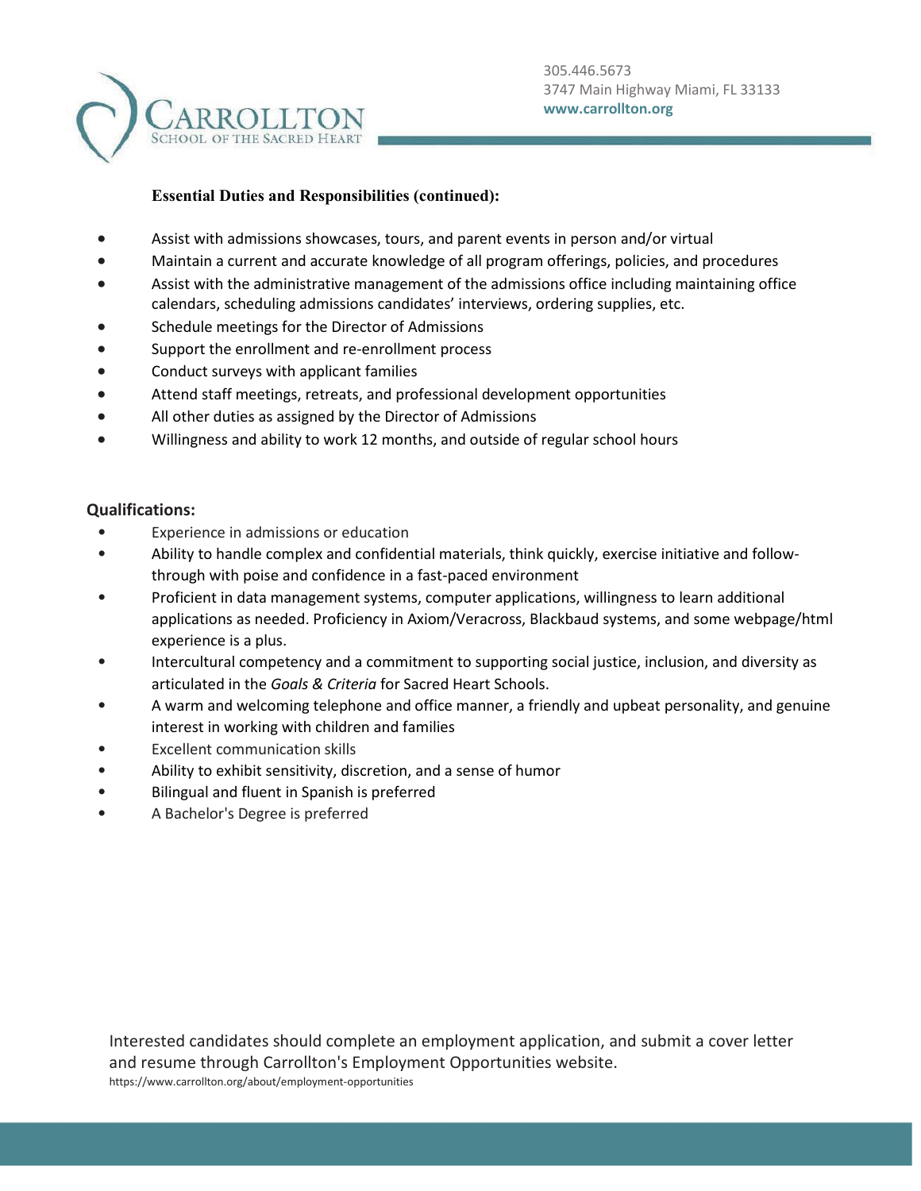**Essential Duties and Responsibilities (continued):**

- Assist with admissions showcases, tours, and parent events in person and/or virtual
- Maintain a current and accurate knowledge of all program offerings, policies, and procedures
- Assist with the administrative management of the admissions office including maintaining office calendars, scheduling admissions candidates' interviews, ordering supplies, etc.
- Schedule meetings for the Director of Admissions
- Support the enrollment and re-enrollment process
- Conduct surveys with applicant families
- Attend staff meetings, retreats, and professional development opportunities
- All other duties as assigned by the Director of Admissions
- Willingness and ability to work 12 months, and outside of regular school hours

**Qualifications:**

- Experience in admissions or education
- Ability to handle complex and confidential materials, think quickly, exercise initiative and follow-through with poise and confidence in a fast-paced environment
- Proficient in data management systems, computer applications, willingness to learn additional applications as needed. Proficiency in Axiom/Veracross, Blackbaud systems, and some webpage/html experience is a plus.
- Intercultural competency and a commitment to supporting social justice, inclusion, and diversity as articulated in the *Goals & Criteria* for Sacred Heart Schools.
- A warm and welcoming telephone and office manner, a friendly and upbeat personality, and genuine interest in working with children and families
- Excellent communication skills
- Ability to exhibit sensitivity, discretion, and a sense of humor
- Bilingual and fluent in Spanish is preferred
- A Bachelor's Degree is preferred

Interested candidates should complete an employment application, and submit a cover letter and resume through Carrollton's Employment Opportunities website.
https://www.carrollton.org/about/employment-opportunities